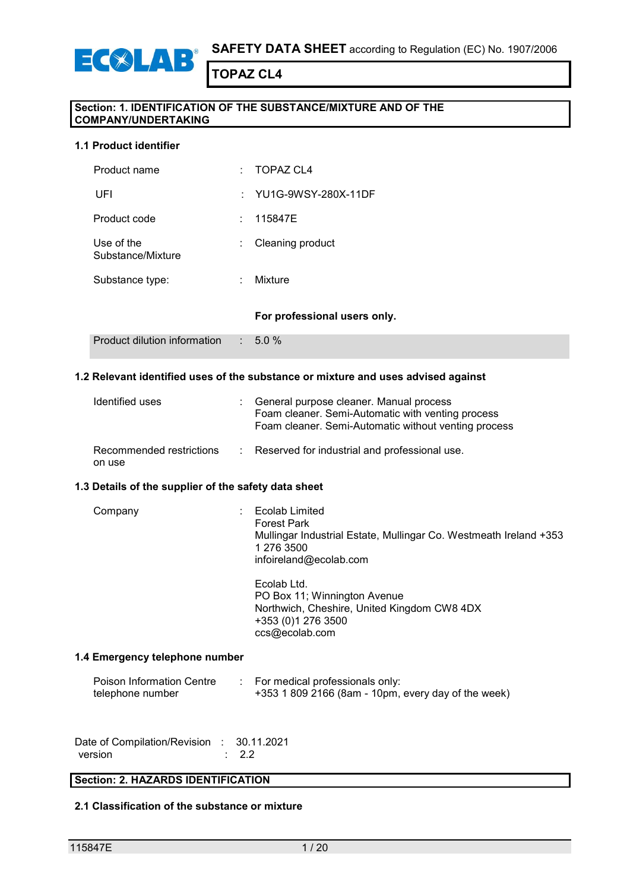**SAFETY DATA SHEET** according to Regulation (EC) No. 1907/2006

# TOPAZ CL4

## Section: 1. IDENTIFICATION OF THE SUBSTANCE/MIXTURE AND OF THE COMPANY/UNDERTAKING

### 1.1 Product identifier

| | | |
|---|---|---|
| Product name | : | TOPAZ CL4 |
| UFI | : | YU1G-9WSY-280X-11DF |
| Product code | : | 115847E |
| Use of the Substance/Mixture | : | Cleaning product |
| Substance type: | : | Mixture |
| | | **For professional users only.** |
| Product dilution information | : | 5.0 % |

### 1.2 Relevant identified uses of the substance or mixture and uses advised against

| | | |
|---|---|---|
| Identified uses | : | General purpose cleaner. Manual process<br>Foam cleaner. Semi-Automatic with venting process<br>Foam cleaner. Semi-Automatic without venting process |
| Recommended restrictions on use | : | Reserved for industrial and professional use. |

### 1.3 Details of the supplier of the safety data sheet

| | | |
|---|---|---|
| Company | : | Ecolab Limited<br>Forest Park<br>Mullingar Industrial Estate, Mullingar Co. Westmeath Ireland +353 1 276 3500<br>infoireland@ecolab.com<br><br>Ecolab Ltd.<br>PO Box 11; Winnington Avenue<br>Northwich, Cheshire, United Kingdom CW8 4DX<br>+353 (0)1 276 3500<br>ccs@ecolab.com |

### 1.4 Emergency telephone number

| | | |
|---|---|---|
| Poison Information Centre telephone number | : | For medical professionals only:<br>+353 1 809 2166 (8am - 10pm, every day of the week) |

| | | |
|---|---|---|
| Date of Compilation/Revision | : | 30.11.2021 |
| version | : | 2.2 |

## Section: 2. HAZARDS IDENTIFICATION

### 2.1 Classification of the substance or mixture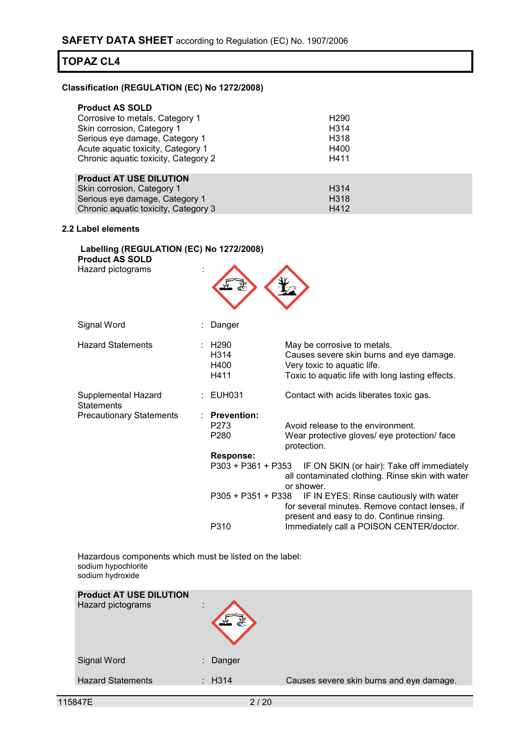**Classification (REGULATION (EC) No 1272/2008)**

| **Product AS SOLD** | |
|---|---|
| Corrosive to metals, Category 1 | H290 |
| Skin corrosion, Category 1 | H314 |
| Serious eye damage, Category 1 | H318 |
| Acute aquatic toxicity, Category 1 | H400 |
| Chronic aquatic toxicity, Category 2 | H411 |

| **Product AT USE DILUTION** | |
|---|---|
| Skin corrosion, Category 1 | H314 |
| Serious eye damage, Category 1 | H318 |
| Chronic aquatic toxicity, Category 3 | H412 |

**2.2 Label elements**

**Labelling (REGULATION (EC) No 1272/2008)**

**Product AS SOLD**

Hazard pictograms :

Signal Word : Danger

Hazard Statements :

| | |
|---|---|
| H290 | May be corrosive to metals. |
| H314 | Causes severe skin burns and eye damage. |
| H400 | Very toxic to aquatic life. |
| H411 | Toxic to aquatic life with long lasting effects. |

Supplemental Hazard Statements :

| | |
|---|---|
| EUH031 | Contact with acids liberates toxic gas. |

Precautionary Statements :

**Prevention:**

| | |
|---|---|
| P273 | Avoid release to the environment. |
| P280 | Wear protective gloves/ eye protection/ face protection. |

**Response:**

| | |
|---|---|
| P303 + P361 + P353 | IF ON SKIN (or hair): Take off immediately all contaminated clothing. Rinse skin with water or shower. |
| P305 + P351 + P338 | IF IN EYES: Rinse cautiously with water for several minutes. Remove contact lenses, if present and easy to do. Continue rinsing. |
| P310 | Immediately call a POISON CENTER/doctor. |

Hazardous components which must be listed on the label:
sodium hypochlorite
sodium hydroxide

**Product AT USE DILUTION**

Hazard pictograms :

Signal Word : Danger

Hazard Statements : H314 Causes severe skin burns and eye damage.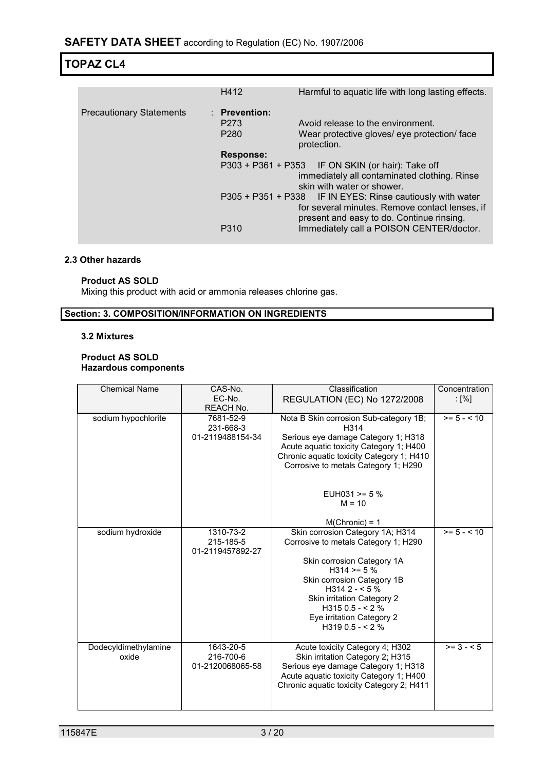| | | |
|---|---|---|
| | H412 | Harmful to aquatic life with long lasting effects. |
| Precautionary Statements | : **Prevention:** | |
| | P273 | Avoid release to the environment. |
| | P280 | Wear protective gloves/ eye protection/ face protection. |
| | **Response:** | |
| | P303 + P361 + P353 | IF ON SKIN (or hair): Take off immediately all contaminated clothing. Rinse skin with water or shower. |
| | P305 + P351 + P338 | IF IN EYES: Rinse cautiously with water for several minutes. Remove contact lenses, if present and easy to do. Continue rinsing. |
| | P310 | Immediately call a POISON CENTER/doctor. |

### 2.3 Other hazards

**Product AS SOLD**

Mixing this product with acid or ammonia releases chlorine gas.

## Section: 3. COMPOSITION/INFORMATION ON INGREDIENTS

### 3.2 Mixtures

**Product AS SOLD**
**Hazardous components**

| Chemical Name | CAS-No.<br>EC-No.<br>REACH No. | Classification<br>REGULATION (EC) No 1272/2008 | Concentration : [%] |
|---|---|---|---|
| sodium hypochlorite | 7681-52-9<br>231-668-3<br>01-2119488154-34 | Nota B Skin corrosion Sub-category 1B; H314<br>Serious eye damage Category 1; H318<br>Acute aquatic toxicity Category 1; H400<br>Chronic aquatic toxicity Category 1; H410<br>Corrosive to metals Category 1; H290<br><br>EUH031 >= 5 %<br>M = 10<br><br>M(Chronic) = 1 | >= 5 - < 10 |
| sodium hydroxide | 1310-73-2<br>215-185-5<br>01-2119457892-27 | Skin corrosion Category 1A; H314<br>Corrosive to metals Category 1; H290<br><br>Skin corrosion Category 1A<br>H314 >= 5 %<br>Skin corrosion Category 1B<br>H314 2 - < 5 %<br>Skin irritation Category 2<br>H315 0.5 - < 2 %<br>Eye irritation Category 2<br>H319 0.5 - < 2 % | >= 5 - < 10 |
| Dodecyldimethylamine oxide | 1643-20-5<br>216-700-6<br>01-2120068065-58 | Acute toxicity Category 4; H302<br>Skin irritation Category 2; H315<br>Serious eye damage Category 1; H318<br>Acute aquatic toxicity Category 1; H400<br>Chronic aquatic toxicity Category 2; H411 | >= 3 - < 5 |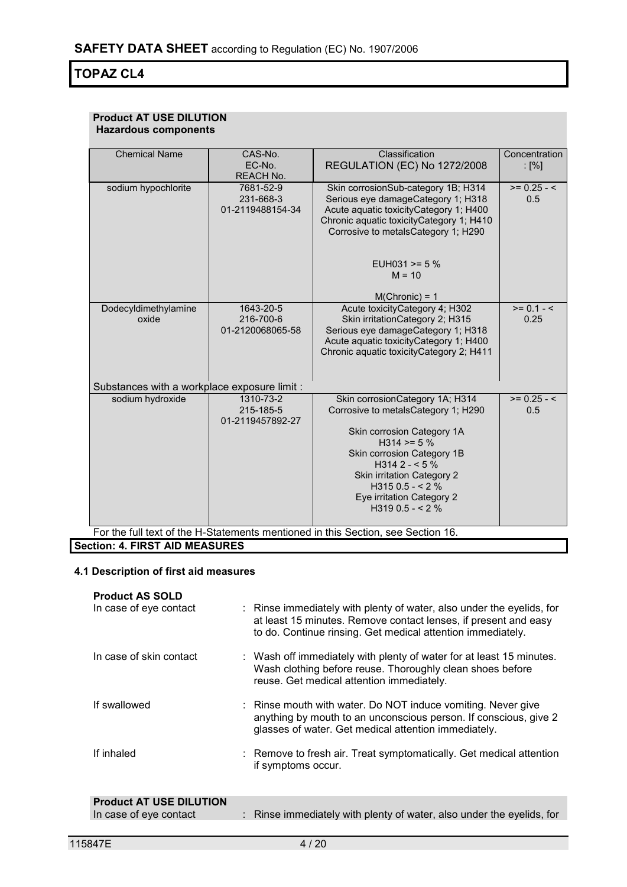**Product AT USE DILUTION**
**Hazardous components**

| Chemical Name | CAS-No.<br>EC-No.<br>REACH No. | Classification<br>REGULATION (EC) No 1272/2008 | Concentration : [%] |
|---|---|---|---|
| sodium hypochlorite | 7681-52-9<br>231-668-3<br>01-2119488154-34 | Skin corrosionSub-category 1B; H314<br>Serious eye damageCategory 1; H318<br>Acute aquatic toxicityCategory 1; H400<br>Chronic aquatic toxicityCategory 1; H410<br>Corrosive to metalsCategory 1; H290<br><br>EUH031 >= 5 %<br>M = 10<br><br>M(Chronic) = 1 | >= 0.25 - < 0.5 |
| Dodecyldimethylamine oxide | 1643-20-5<br>216-700-6<br>01-2120068065-58 | Acute toxicityCategory 4; H302<br>Skin irritationCategory 2; H315<br>Serious eye damageCategory 1; H318<br>Acute aquatic toxicityCategory 1; H400<br>Chronic aquatic toxicityCategory 2; H411 | >= 0.1 - < 0.25 |
| Substances with a workplace exposure limit : | | | |
| sodium hydroxide | 1310-73-2<br>215-185-5<br>01-2119457892-27 | Skin corrosionCategory 1A; H314<br>Corrosive to metalsCategory 1; H290<br><br>Skin corrosion Category 1A<br>H314 >= 5 %<br>Skin corrosion Category 1B<br>H314 2 - < 5 %<br>Skin irritation Category 2<br>H315 0.5 - < 2 %<br>Eye irritation Category 2<br>H319 0.5 - < 2 % | >= 0.25 - < 0.5 |

For the full text of the H-Statements mentioned in this Section, see Section 16.

## Section: 4. FIRST AID MEASURES

### 4.1 Description of first aid measures

**Product AS SOLD**

In case of eye contact : Rinse immediately with plenty of water, also under the eyelids, for at least 15 minutes. Remove contact lenses, if present and easy to do. Continue rinsing. Get medical attention immediately.

In case of skin contact : Wash off immediately with plenty of water for at least 15 minutes. Wash clothing before reuse. Thoroughly clean shoes before reuse. Get medical attention immediately.

If swallowed : Rinse mouth with water. Do NOT induce vomiting. Never give anything by mouth to an unconscious person. If conscious, give 2 glasses of water. Get medical attention immediately.

If inhaled : Remove to fresh air. Treat symptomatically. Get medical attention if symptoms occur.

**Product AT USE DILUTION**

In case of eye contact : Rinse immediately with plenty of water, also under the eyelids, for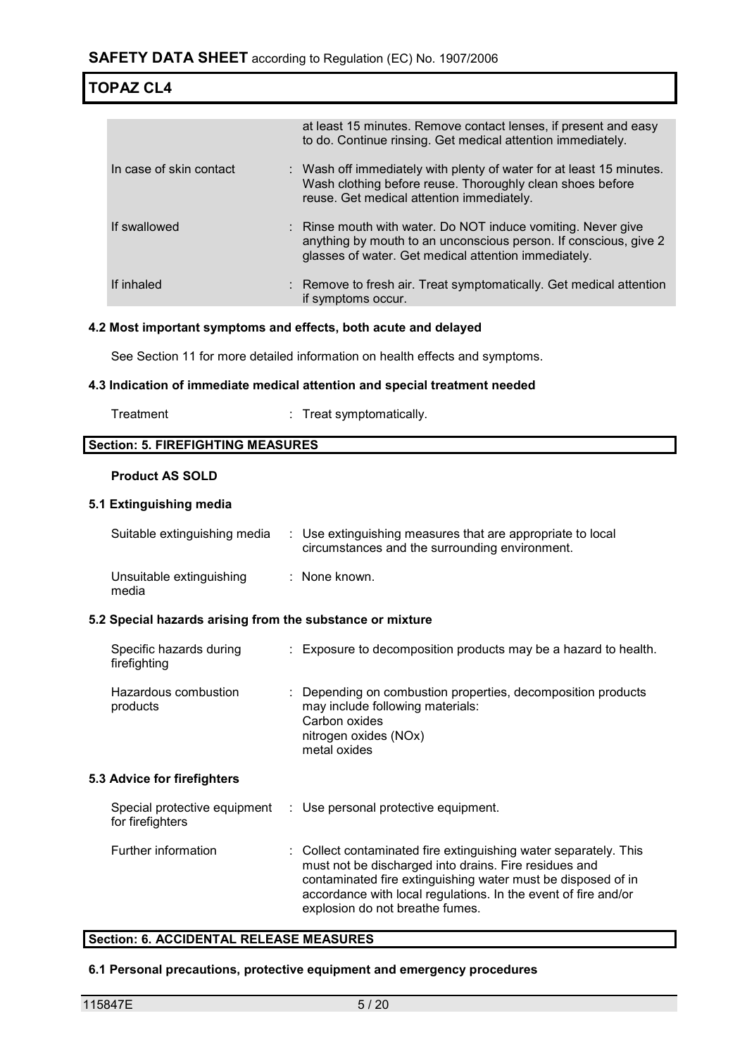| | |
|---|---|
| | at least 15 minutes. Remove contact lenses, if present and easy to do. Continue rinsing. Get medical attention immediately. |
| In case of skin contact | : Wash off immediately with plenty of water for at least 15 minutes. Wash clothing before reuse. Thoroughly clean shoes before reuse. Get medical attention immediately. |
| If swallowed | : Rinse mouth with water. Do NOT induce vomiting. Never give anything by mouth to an unconscious person. If conscious, give 2 glasses of water. Get medical attention immediately. |
| If inhaled | : Remove to fresh air. Treat symptomatically. Get medical attention if symptoms occur. |

#### 4.2 Most important symptoms and effects, both acute and delayed

See Section 11 for more detailed information on health effects and symptoms.

#### 4.3 Indication of immediate medical attention and special treatment needed

Treatment : Treat symptomatically.

## Section: 5. FIREFIGHTING MEASURES

**Product AS SOLD**

#### 5.1 Extinguishing media

Suitable extinguishing media : Use extinguishing measures that are appropriate to local circumstances and the surrounding environment.

Unsuitable extinguishing media : None known.

#### 5.2 Special hazards arising from the substance or mixture

Specific hazards during firefighting : Exposure to decomposition products may be a hazard to health.

Hazardous combustion products : Depending on combustion properties, decomposition products may include following materials:
Carbon oxides
nitrogen oxides (NOx)
metal oxides

#### 5.3 Advice for firefighters

Special protective equipment for firefighters : Use personal protective equipment.

Further information : Collect contaminated fire extinguishing water separately. This must not be discharged into drains. Fire residues and contaminated fire extinguishing water must be disposed of in accordance with local regulations. In the event of fire and/or explosion do not breathe fumes.

## Section: 6. ACCIDENTAL RELEASE MEASURES

#### 6.1 Personal precautions, protective equipment and emergency procedures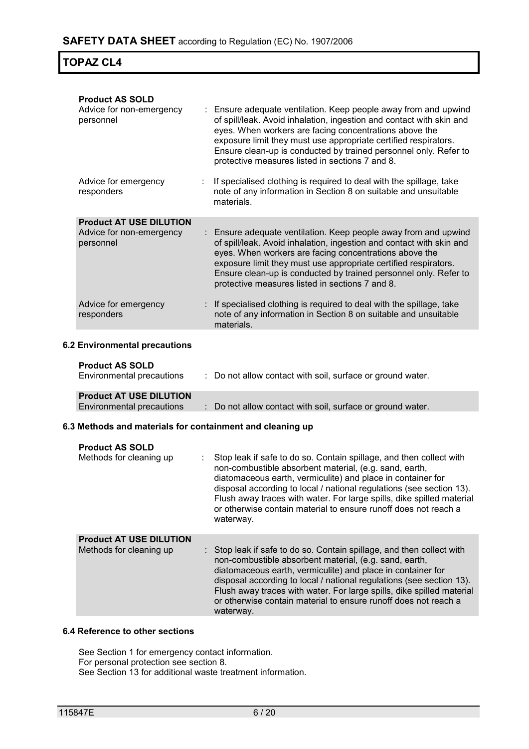**Product AS SOLD**

| | |
|---|---|
| Advice for non-emergency personnel | : Ensure adequate ventilation. Keep people away from and upwind of spill/leak. Avoid inhalation, ingestion and contact with skin and eyes. When workers are facing concentrations above the exposure limit they must use appropriate certified respirators. Ensure clean-up is conducted by trained personnel only. Refer to protective measures listed in sections 7 and 8. |
| Advice for emergency responders | : If specialised clothing is required to deal with the spillage, take note of any information in Section 8 on suitable and unsuitable materials. |

**Product AT USE DILUTION**

| | |
|---|---|
| Advice for non-emergency personnel | : Ensure adequate ventilation. Keep people away from and upwind of spill/leak. Avoid inhalation, ingestion and contact with skin and eyes. When workers are facing concentrations above the exposure limit they must use appropriate certified respirators. Ensure clean-up is conducted by trained personnel only. Refer to protective measures listed in sections 7 and 8. |
| Advice for emergency responders | : If specialised clothing is required to deal with the spillage, take note of any information in Section 8 on suitable and unsuitable materials. |

### 6.2 Environmental precautions

**Product AS SOLD**

| | |
|---|---|
| Environmental precautions | : Do not allow contact with soil, surface or ground water. |

**Product AT USE DILUTION**

| | |
|---|---|
| Environmental precautions | : Do not allow contact with soil, surface or ground water. |

### 6.3 Methods and materials for containment and cleaning up

**Product AS SOLD**

| | |
|---|---|
| Methods for cleaning up | : Stop leak if safe to do so. Contain spillage, and then collect with non-combustible absorbent material, (e.g. sand, earth, diatomaceous earth, vermiculite) and place in container for disposal according to local / national regulations (see section 13). Flush away traces with water. For large spills, dike spilled material or otherwise contain material to ensure runoff does not reach a waterway. |

**Product AT USE DILUTION**

| | |
|---|---|
| Methods for cleaning up | : Stop leak if safe to do so. Contain spillage, and then collect with non-combustible absorbent material, (e.g. sand, earth, diatomaceous earth, vermiculite) and place in container for disposal according to local / national regulations (see section 13). Flush away traces with water. For large spills, dike spilled material or otherwise contain material to ensure runoff does not reach a waterway. |

### 6.4 Reference to other sections

See Section 1 for emergency contact information.
For personal protection see section 8.
See Section 13 for additional waste treatment information.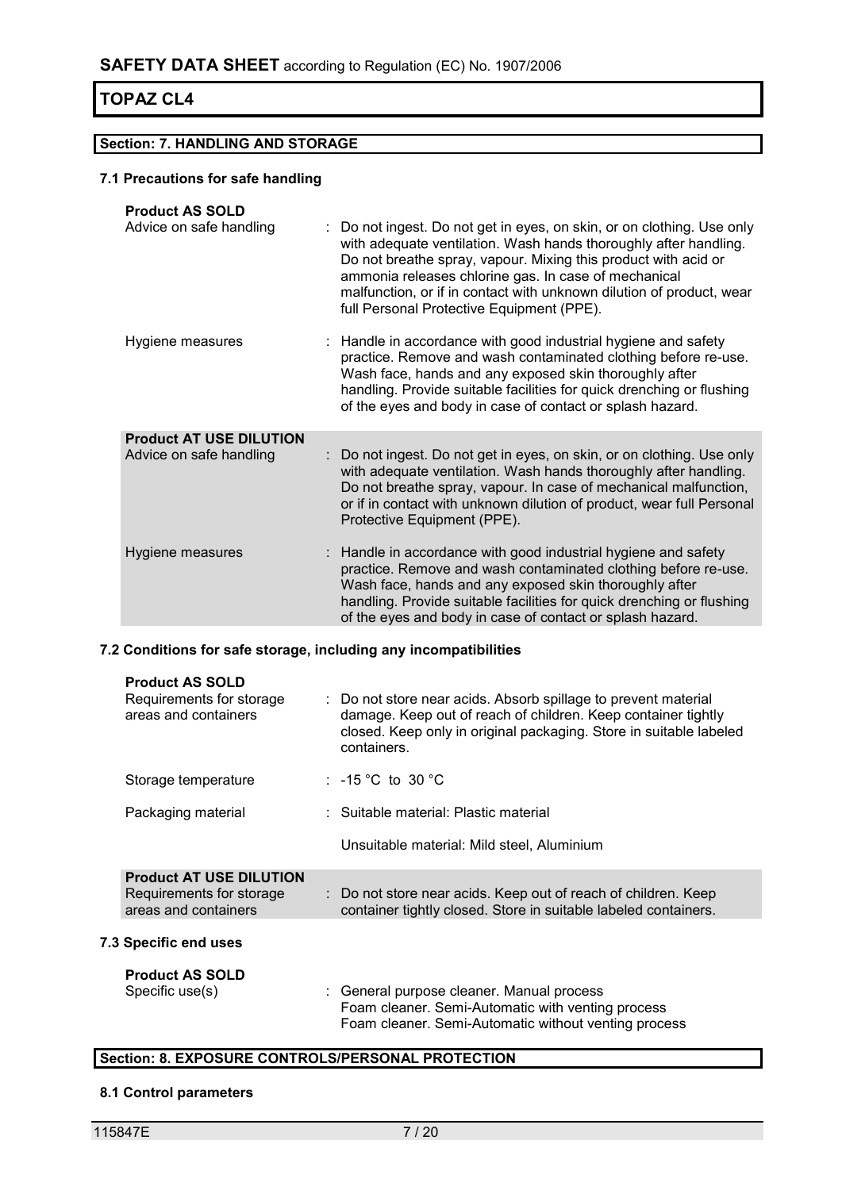## Section: 7. HANDLING AND STORAGE

### 7.1 Precautions for safe handling

**Product AS SOLD**

| | |
|---|---|
| Advice on safe handling | : Do not ingest. Do not get in eyes, on skin, or on clothing. Use only with adequate ventilation. Wash hands thoroughly after handling. Do not breathe spray, vapour. Mixing this product with acid or ammonia releases chlorine gas. In case of mechanical malfunction, or if in contact with unknown dilution of product, wear full Personal Protective Equipment (PPE). |
| Hygiene measures | : Handle in accordance with good industrial hygiene and safety practice. Remove and wash contaminated clothing before re-use. Wash face, hands and any exposed skin thoroughly after handling. Provide suitable facilities for quick drenching or flushing of the eyes and body in case of contact or splash hazard. |

**Product AT USE DILUTION**

| | |
|---|---|
| Advice on safe handling | : Do not ingest. Do not get in eyes, on skin, or on clothing. Use only with adequate ventilation. Wash hands thoroughly after handling. Do not breathe spray, vapour. In case of mechanical malfunction, or if in contact with unknown dilution of product, wear full Personal Protective Equipment (PPE). |
| Hygiene measures | : Handle in accordance with good industrial hygiene and safety practice. Remove and wash contaminated clothing before re-use. Wash face, hands and any exposed skin thoroughly after handling. Provide suitable facilities for quick drenching or flushing of the eyes and body in case of contact or splash hazard. |

### 7.2 Conditions for safe storage, including any incompatibilities

**Product AS SOLD**

| | |
|---|---|
| Requirements for storage areas and containers | : Do not store near acids. Absorb spillage to prevent material damage. Keep out of reach of children. Keep container tightly closed. Keep only in original packaging. Store in suitable labeled containers. |
| Storage temperature | : -15 °C to 30 °C |
| Packaging material | : Suitable material: Plastic material |
| | Unsuitable material: Mild steel, Aluminium |

**Product AT USE DILUTION**

| | |
|---|---|
| Requirements for storage areas and containers | : Do not store near acids. Keep out of reach of children. Keep container tightly closed. Store in suitable labeled containers. |

### 7.3 Specific end uses

**Product AS SOLD**

| | |
|---|---|
| Specific use(s) | : General purpose cleaner. Manual process<br>Foam cleaner. Semi-Automatic with venting process<br>Foam cleaner. Semi-Automatic without venting process |

## Section: 8. EXPOSURE CONTROLS/PERSONAL PROTECTION

### 8.1 Control parameters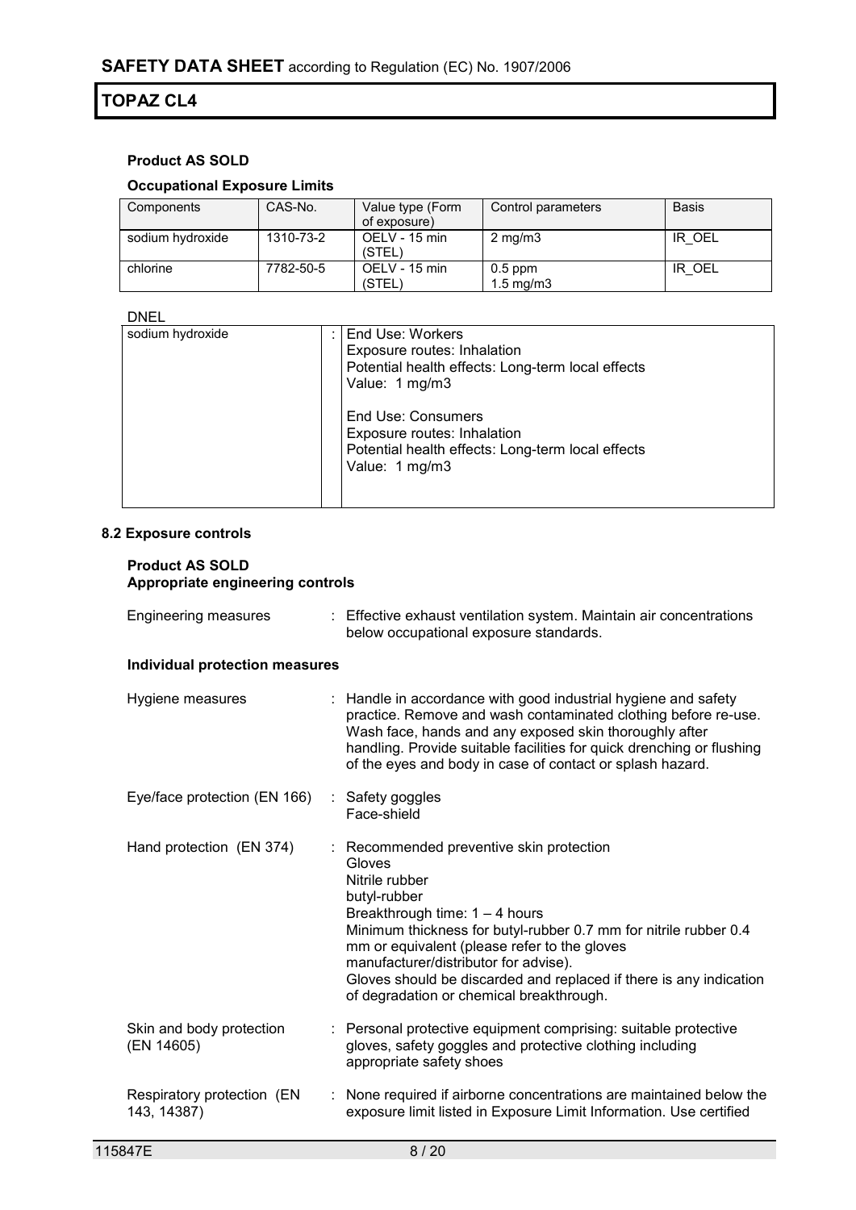**Product AS SOLD**

**Occupational Exposure Limits**

| Components | CAS-No. | Value type (Form of exposure) | Control parameters | Basis |
|---|---|---|---|---|
| sodium hydroxide | 1310-73-2 | OELV - 15 min (STEL) | 2 mg/m3 | IR_OEL |
| chlorine | 7782-50-5 | OELV - 15 min (STEL) | 0.5 ppm<br>1.5 mg/m3 | IR_OEL |

DNEL

| | | |
|---|---|---|
| sodium hydroxide | : | End Use: Workers<br>Exposure routes: Inhalation<br>Potential health effects: Long-term local effects<br>Value: 1 mg/m3<br><br>End Use: Consumers<br>Exposure routes: Inhalation<br>Potential health effects: Long-term local effects<br>Value: 1 mg/m3 |

**8.2 Exposure controls**

**Product AS SOLD**
**Appropriate engineering controls**

Engineering measures : Effective exhaust ventilation system. Maintain air concentrations below occupational exposure standards.

**Individual protection measures**

Hygiene measures : Handle in accordance with good industrial hygiene and safety practice. Remove and wash contaminated clothing before re-use. Wash face, hands and any exposed skin thoroughly after handling. Provide suitable facilities for quick drenching or flushing of the eyes and body in case of contact or splash hazard.

Eye/face protection (EN 166) : Safety goggles
Face-shield

Hand protection (EN 374) : Recommended preventive skin protection
Gloves
Nitrile rubber
butyl-rubber
Breakthrough time: 1 – 4 hours
Minimum thickness for butyl-rubber 0.7 mm for nitrile rubber 0.4 mm or equivalent (please refer to the gloves manufacturer/distributor for advise).
Gloves should be discarded and replaced if there is any indication of degradation or chemical breakthrough.

Skin and body protection (EN 14605) : Personal protective equipment comprising: suitable protective gloves, safety goggles and protective clothing including appropriate safety shoes

Respiratory protection (EN 143, 14387) : None required if airborne concentrations are maintained below the exposure limit listed in Exposure Limit Information. Use certified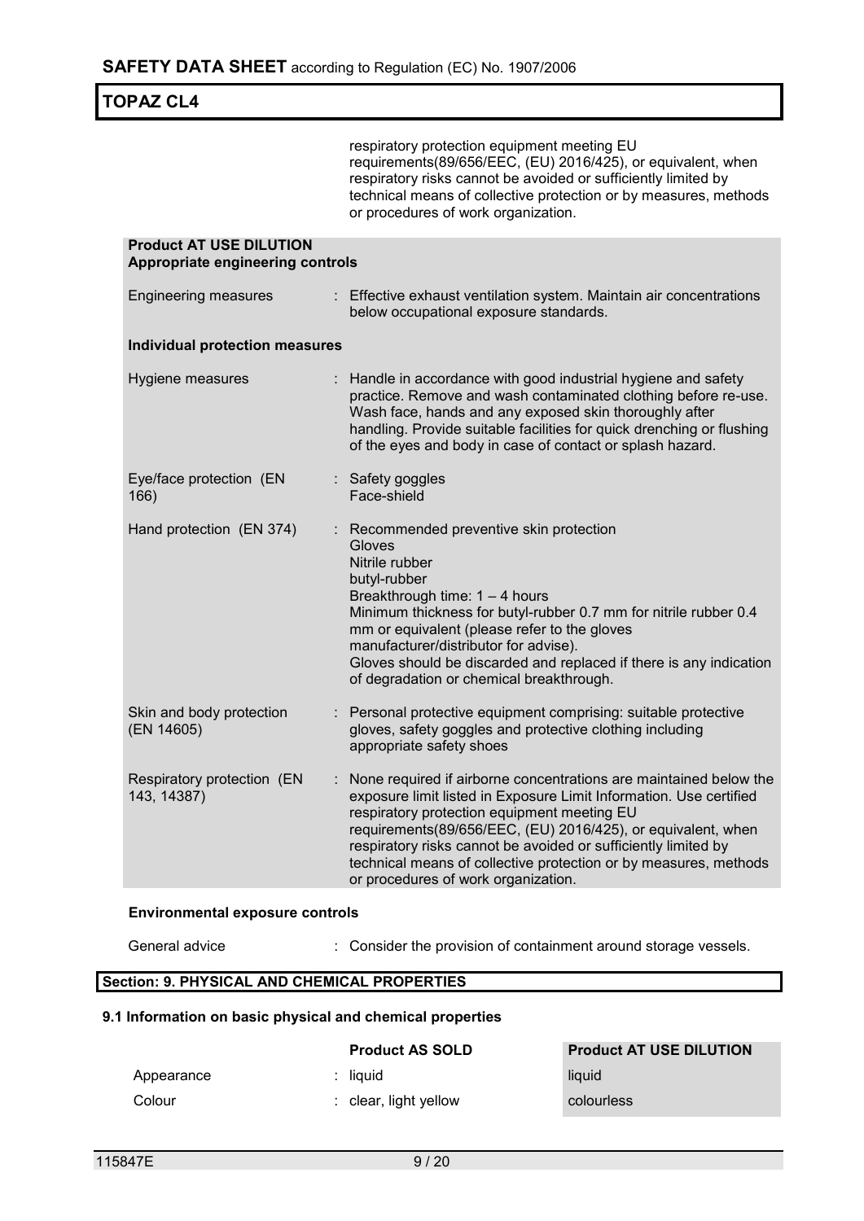respiratory protection equipment meeting EU requirements(89/656/EEC, (EU) 2016/425), or equivalent, when respiratory risks cannot be avoided or sufficiently limited by technical means of collective protection or by measures, methods or procedures of work organization.

**Product AT USE DILUTION**
**Appropriate engineering controls**

| | |
|---|---|
| Engineering measures | : Effective exhaust ventilation system. Maintain air concentrations below occupational exposure standards. |

**Individual protection measures**

| | |
|---|---|
| Hygiene measures | : Handle in accordance with good industrial hygiene and safety practice. Remove and wash contaminated clothing before re-use. Wash face, hands and any exposed skin thoroughly after handling. Provide suitable facilities for quick drenching or flushing of the eyes and body in case of contact or splash hazard. |
| Eye/face protection (EN 166) | : Safety goggles<br>Face-shield |
| Hand protection (EN 374) | : Recommended preventive skin protection<br>Gloves<br>Nitrile rubber<br>butyl-rubber<br>Breakthrough time: 1 – 4 hours<br>Minimum thickness for butyl-rubber 0.7 mm for nitrile rubber 0.4 mm or equivalent (please refer to the gloves manufacturer/distributor for advise).<br>Gloves should be discarded and replaced if there is any indication of degradation or chemical breakthrough. |
| Skin and body protection (EN 14605) | : Personal protective equipment comprising: suitable protective gloves, safety goggles and protective clothing including appropriate safety shoes |
| Respiratory protection (EN 143, 14387) | : None required if airborne concentrations are maintained below the exposure limit listed in Exposure Limit Information. Use certified respiratory protection equipment meeting EU requirements(89/656/EEC, (EU) 2016/425), or equivalent, when respiratory risks cannot be avoided or sufficiently limited by technical means of collective protection or by measures, methods or procedures of work organization. |

**Environmental exposure controls**

| | |
|---|---|
| General advice | : Consider the provision of containment around storage vessels. |

## Section: 9. PHYSICAL AND CHEMICAL PROPERTIES

### 9.1 Information on basic physical and chemical properties

| | Product AS SOLD | Product AT USE DILUTION |
|---|---|---|
| Appearance | : liquid | liquid |
| Colour | : clear, light yellow | colourless |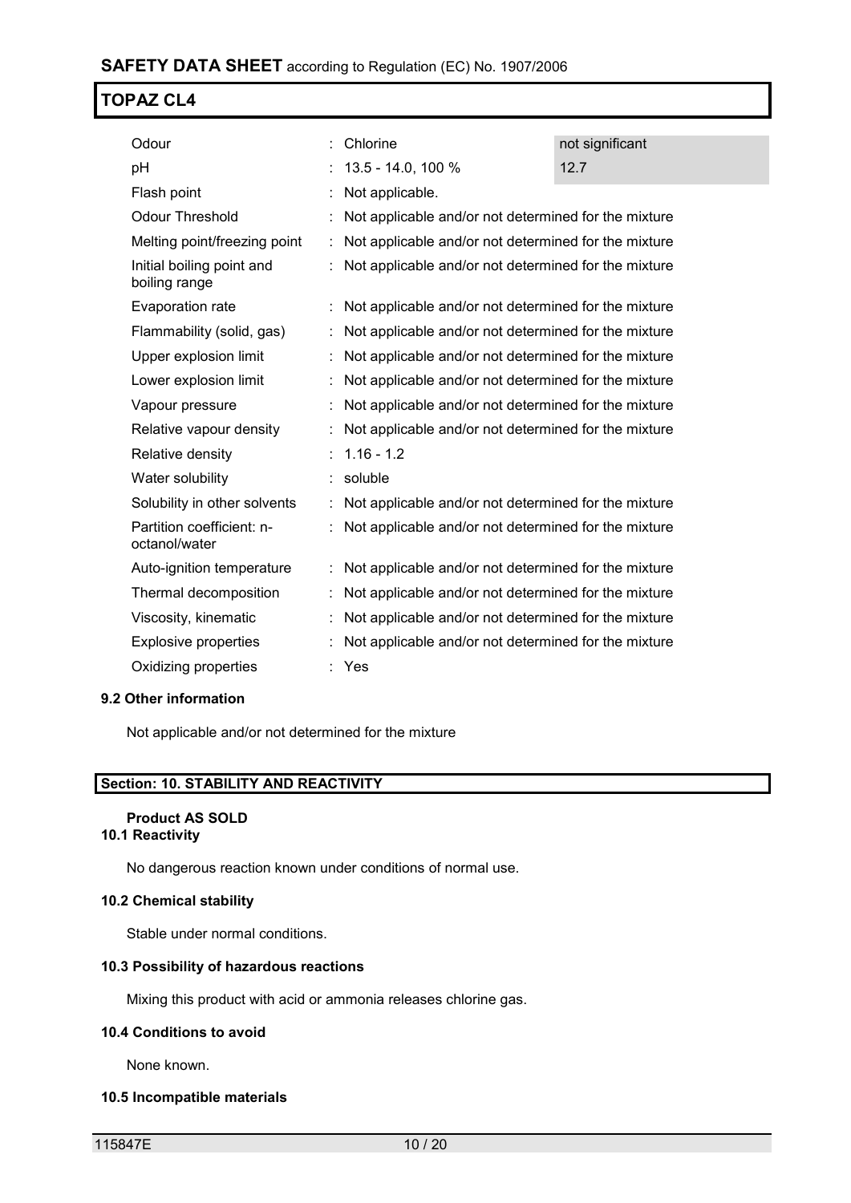| | | | |
|---|---|---|---|
| Odour | : | Chlorine | not significant |
| pH | : | 13.5 - 14.0, 100 % | 12.7 |
| Flash point | : | Not applicable. | |
| Odour Threshold | : | Not applicable and/or not determined for the mixture | |
| Melting point/freezing point | : | Not applicable and/or not determined for the mixture | |
| Initial boiling point and boiling range | : | Not applicable and/or not determined for the mixture | |
| Evaporation rate | : | Not applicable and/or not determined for the mixture | |
| Flammability (solid, gas) | : | Not applicable and/or not determined for the mixture | |
| Upper explosion limit | : | Not applicable and/or not determined for the mixture | |
| Lower explosion limit | : | Not applicable and/or not determined for the mixture | |
| Vapour pressure | : | Not applicable and/or not determined for the mixture | |
| Relative vapour density | : | Not applicable and/or not determined for the mixture | |
| Relative density | : | 1.16 - 1.2 | |
| Water solubility | : | soluble | |
| Solubility in other solvents | : | Not applicable and/or not determined for the mixture | |
| Partition coefficient: n-octanol/water | : | Not applicable and/or not determined for the mixture | |
| Auto-ignition temperature | : | Not applicable and/or not determined for the mixture | |
| Thermal decomposition | : | Not applicable and/or not determined for the mixture | |
| Viscosity, kinematic | : | Not applicable and/or not determined for the mixture | |
| Explosive properties | : | Not applicable and/or not determined for the mixture | |
| Oxidizing properties | : | Yes | |

### 9.2 Other information

Not applicable and/or not determined for the mixture

## Section: 10. STABILITY AND REACTIVITY

**Product AS SOLD**

### 10.1 Reactivity

No dangerous reaction known under conditions of normal use.

### 10.2 Chemical stability

Stable under normal conditions.

### 10.3 Possibility of hazardous reactions

Mixing this product with acid or ammonia releases chlorine gas.

### 10.4 Conditions to avoid

None known.

### 10.5 Incompatible materials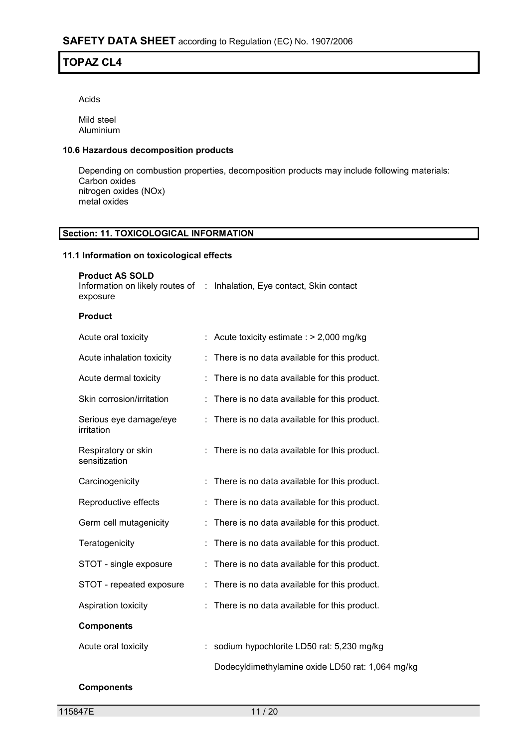Acids

Mild steel
Aluminium

### 10.6 Hazardous decomposition products

Depending on combustion properties, decomposition products may include following materials:
Carbon oxides
nitrogen oxides (NOx)
metal oxides

## Section: 11. TOXICOLOGICAL INFORMATION

### 11.1 Information on toxicological effects

**Product AS SOLD**

Information on likely routes of exposure : Inhalation, Eye contact, Skin contact

**Product**

| | | |
|---|---|---|
| Acute oral toxicity | : | Acute toxicity estimate : > 2,000 mg/kg |
| Acute inhalation toxicity | : | There is no data available for this product. |
| Acute dermal toxicity | : | There is no data available for this product. |
| Skin corrosion/irritation | : | There is no data available for this product. |
| Serious eye damage/eye irritation | : | There is no data available for this product. |
| Respiratory or skin sensitization | : | There is no data available for this product. |
| Carcinogenicity | : | There is no data available for this product. |
| Reproductive effects | : | There is no data available for this product. |
| Germ cell mutagenicity | : | There is no data available for this product. |
| Teratogenicity | : | There is no data available for this product. |
| STOT - single exposure | : | There is no data available for this product. |
| STOT - repeated exposure | : | There is no data available for this product. |
| Aspiration toxicity | : | There is no data available for this product. |

**Components**

| | | |
|---|---|---|
| Acute oral toxicity | : | sodium hypochlorite LD50 rat: 5,230 mg/kg |
| | | Dodecyldimethylamine oxide LD50 rat: 1,064 mg/kg |

**Components**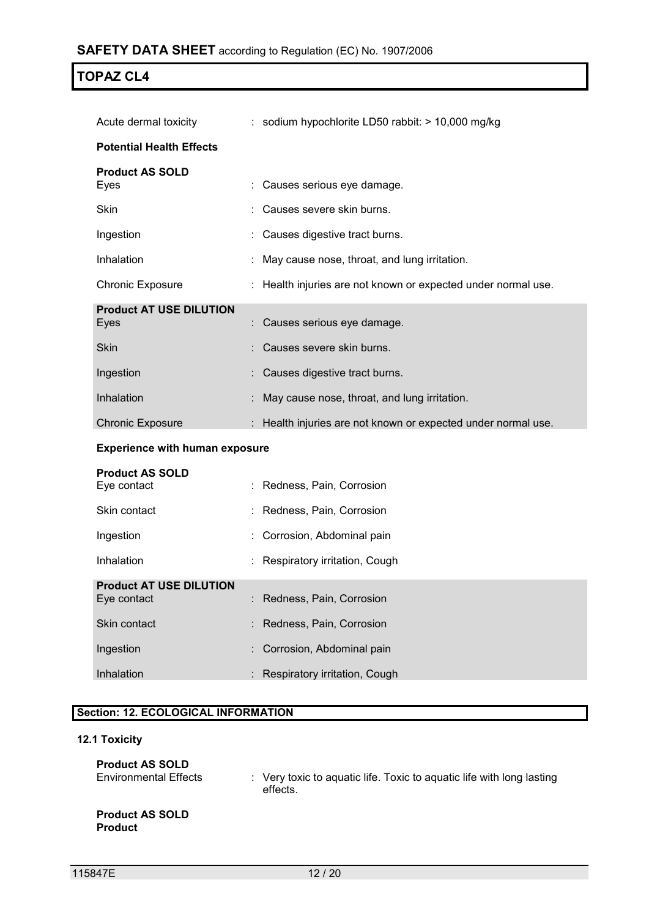| | |
|---|---|
| Acute dermal toxicity | : sodium hypochlorite LD50 rabbit: > 10,000 mg/kg |

**Potential Health Effects**

**Product AS SOLD**

| | |
|---|---|
| Eyes | : Causes serious eye damage. |
| Skin | : Causes severe skin burns. |
| Ingestion | : Causes digestive tract burns. |
| Inhalation | : May cause nose, throat, and lung irritation. |
| Chronic Exposure | : Health injuries are not known or expected under normal use. |

**Product AT USE DILUTION**

| | |
|---|---|
| Eyes | : Causes serious eye damage. |
| Skin | : Causes severe skin burns. |
| Ingestion | : Causes digestive tract burns. |
| Inhalation | : May cause nose, throat, and lung irritation. |
| Chronic Exposure | : Health injuries are not known or expected under normal use. |

**Experience with human exposure**

**Product AS SOLD**

| | |
|---|---|
| Eye contact | : Redness, Pain, Corrosion |
| Skin contact | : Redness, Pain, Corrosion |
| Ingestion | : Corrosion, Abdominal pain |
| Inhalation | : Respiratory irritation, Cough |

**Product AT USE DILUTION**

| | |
|---|---|
| Eye contact | : Redness, Pain, Corrosion |
| Skin contact | : Redness, Pain, Corrosion |
| Ingestion | : Corrosion, Abdominal pain |
| Inhalation | : Respiratory irritation, Cough |

## Section: 12. ECOLOGICAL INFORMATION

### 12.1 Toxicity

**Product AS SOLD**

| | |
|---|---|
| Environmental Effects | : Very toxic to aquatic life. Toxic to aquatic life with long lasting effects. |

**Product AS SOLD**
**Product**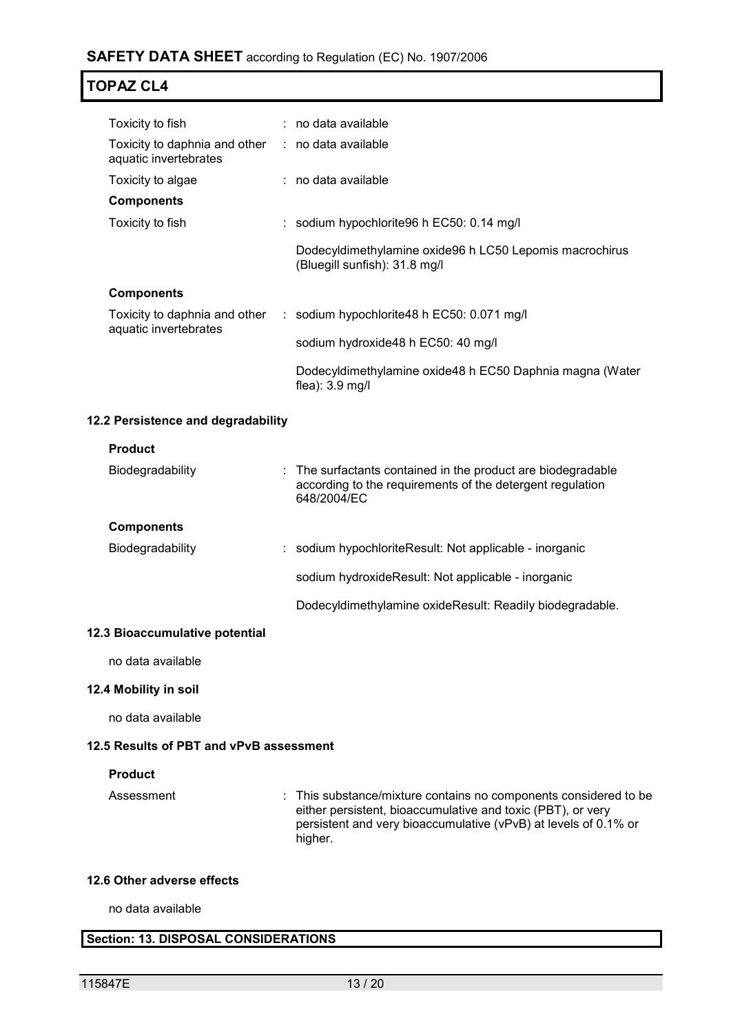| | | |
|---|---|---|
| Toxicity to fish | : | no data available |
| Toxicity to daphnia and other aquatic invertebrates | : | no data available |
| Toxicity to algae | : | no data available |

**Components**

| | | |
|---|---|---|
| Toxicity to fish | : | sodium hypochlorite96 h EC50: 0.14 mg/l |
| | | Dodecyldimethylamine oxide96 h LC50 Lepomis macrochirus (Bluegill sunfish): 31.8 mg/l |

**Components**

| | | |
|---|---|---|
| Toxicity to daphnia and other aquatic invertebrates | : | sodium hypochlorite48 h EC50: 0.071 mg/l |
| | | sodium hydroxide48 h EC50: 40 mg/l |
| | | Dodecyldimethylamine oxide48 h EC50 Daphnia magna (Water flea): 3.9 mg/l |

### 12.2 Persistence and degradability

**Product**

| | | |
|---|---|---|
| Biodegradability | : | The surfactants contained in the product are biodegradable according to the requirements of the detergent regulation 648/2004/EC |

**Components**

| | | |
|---|---|---|
| Biodegradability | : | sodium hypochloriteResult: Not applicable - inorganic |
| | | sodium hydroxideResult: Not applicable - inorganic |
| | | Dodecyldimethylamine oxideResult: Readily biodegradable. |

### 12.3 Bioaccumulative potential

no data available

### 12.4 Mobility in soil

no data available

### 12.5 Results of PBT and vPvB assessment

**Product**

| | | |
|---|---|---|
| Assessment | : | This substance/mixture contains no components considered to be either persistent, bioaccumulative and toxic (PBT), or very persistent and very bioaccumulative (vPvB) at levels of 0.1% or higher. |

### 12.6 Other adverse effects

no data available

## Section: 13. DISPOSAL CONSIDERATIONS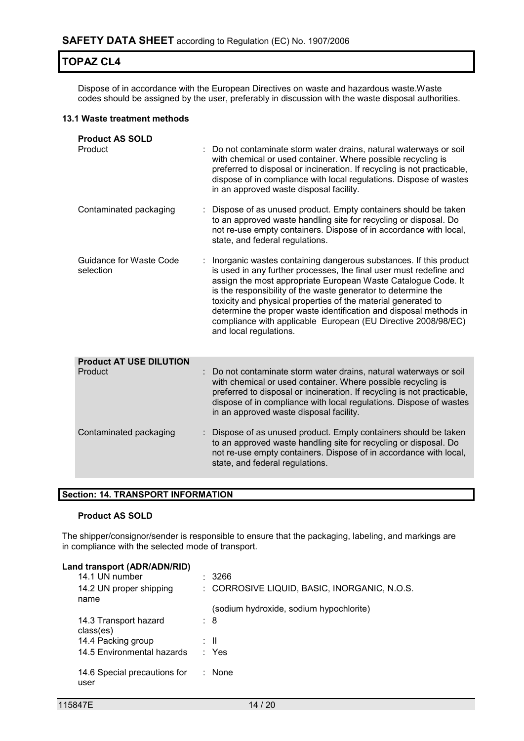Dispose of in accordance with the European Directives on waste and hazardous waste.Waste codes should be assigned by the user, preferably in discussion with the waste disposal authorities.

**13.1 Waste treatment methods**

**Product AS SOLD**

| | |
|---|---|
| Product | : Do not contaminate storm water drains, natural waterways or soil with chemical or used container. Where possible recycling is preferred to disposal or incineration. If recycling is not practicable, dispose of in compliance with local regulations. Dispose of wastes in an approved waste disposal facility. |
| Contaminated packaging | : Dispose of as unused product. Empty containers should be taken to an approved waste handling site for recycling or disposal. Do not re-use empty containers. Dispose of in accordance with local, state, and federal regulations. |
| Guidance for Waste Code selection | : Inorganic wastes containing dangerous substances. If this product is used in any further processes, the final user must redefine and assign the most appropriate European Waste Catalogue Code. It is the responsibility of the waste generator to determine the toxicity and physical properties of the material generated to determine the proper waste identification and disposal methods in compliance with applicable European (EU Directive 2008/98/EC) and local regulations. |

**Product AT USE DILUTION**

| | |
|---|---|
| Product | : Do not contaminate storm water drains, natural waterways or soil with chemical or used container. Where possible recycling is preferred to disposal or incineration. If recycling is not practicable, dispose of in compliance with local regulations. Dispose of wastes in an approved waste disposal facility. |
| Contaminated packaging | : Dispose of as unused product. Empty containers should be taken to an approved waste handling site for recycling or disposal. Do not re-use empty containers. Dispose of in accordance with local, state, and federal regulations. |

## Section: 14. TRANSPORT INFORMATION

**Product AS SOLD**

The shipper/consignor/sender is responsible to ensure that the packaging, labeling, and markings are in compliance with the selected mode of transport.

**Land transport (ADR/ADN/RID)**

| | |
|---|---|
| 14.1 UN number | : 3266 |
| 14.2 UN proper shipping name | : CORROSIVE LIQUID, BASIC, INORGANIC, N.O.S. (sodium hydroxide, sodium hypochlorite) |
| 14.3 Transport hazard class(es) | : 8 |
| 14.4 Packing group | : II |
| 14.5 Environmental hazards | : Yes |
| 14.6 Special precautions for user | : None |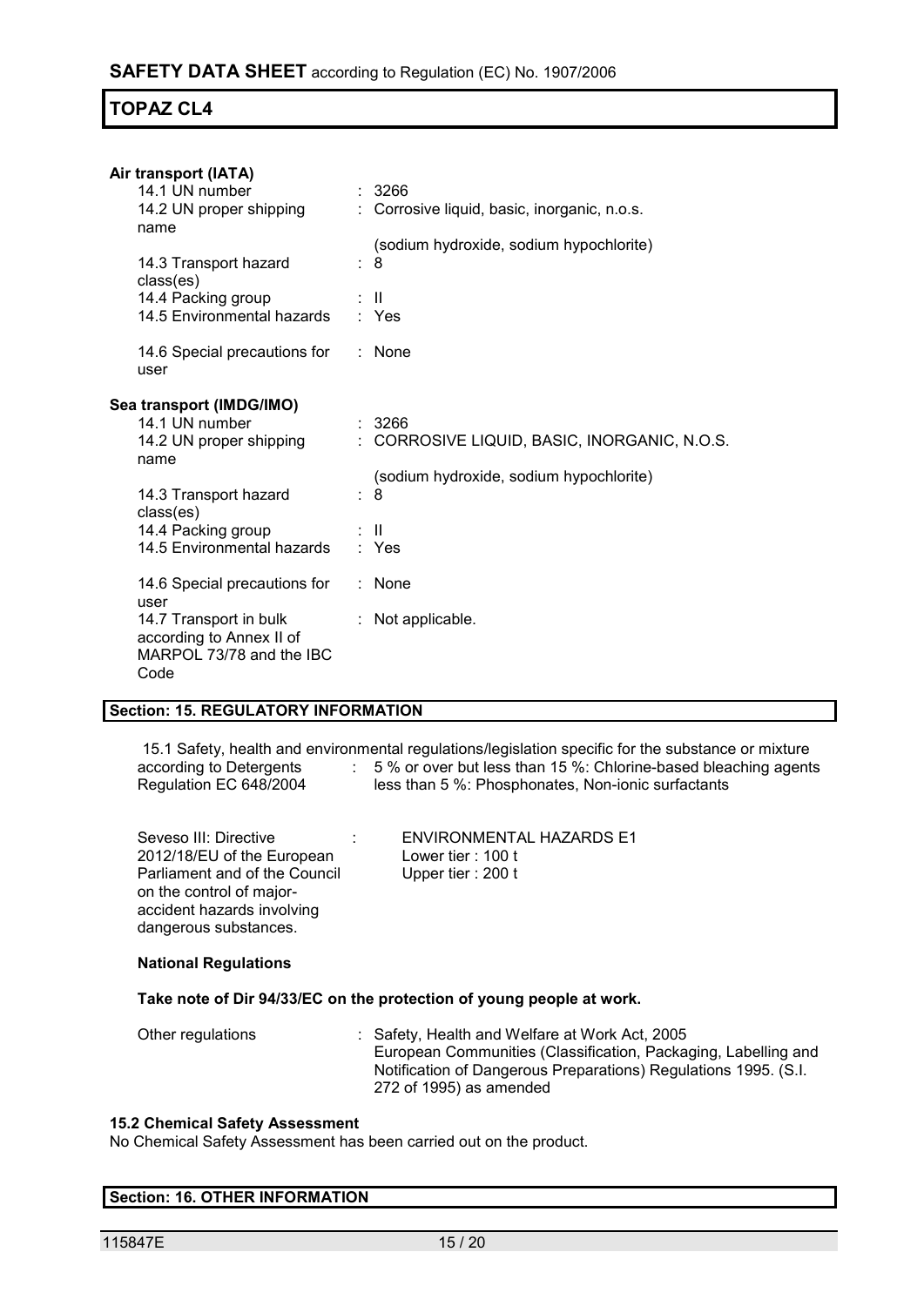**Air transport (IATA)**

| | | |
|---|---|---|
| 14.1 UN number | : | 3266 |
| 14.2 UN proper shipping name | : | Corrosive liquid, basic, inorganic, n.o.s. (sodium hydroxide, sodium hypochlorite) |
| 14.3 Transport hazard class(es) | : | 8 |
| 14.4 Packing group | : | II |
| 14.5 Environmental hazards | : | Yes |
| 14.6 Special precautions for user | : | None |

**Sea transport (IMDG/IMO)**

| | | |
|---|---|---|
| 14.1 UN number | : | 3266 |
| 14.2 UN proper shipping name | : | CORROSIVE LIQUID, BASIC, INORGANIC, N.O.S. (sodium hydroxide, sodium hypochlorite) |
| 14.3 Transport hazard class(es) | : | 8 |
| 14.4 Packing group | : | II |
| 14.5 Environmental hazards | : | Yes |
| 14.6 Special precautions for user | : | None |
| 14.7 Transport in bulk according to Annex II of MARPOL 73/78 and the IBC Code | : | Not applicable. |

## Section: 15. REGULATORY INFORMATION

15.1 Safety, health and environmental regulations/legislation specific for the substance or mixture

| | | |
|---|---|---|
| according to Detergents Regulation EC 648/2004 | : | 5 % or over but less than 15 %: Chlorine-based bleaching agents<br>less than 5 %: Phosphonates, Non-ionic surfactants |
| Seveso III: Directive 2012/18/EU of the European Parliament and of the Council on the control of major-accident hazards involving dangerous substances. | : | ENVIRONMENTAL HAZARDS E1<br>Lower tier : 100 t<br>Upper tier : 200 t |

**National Regulations**

**Take note of Dir 94/33/EC on the protection of young people at work.**

| | | |
|---|---|---|
| Other regulations | : | Safety, Health and Welfare at Work Act, 2005<br>European Communities (Classification, Packaging, Labelling and Notification of Dangerous Preparations) Regulations 1995. (S.I. 272 of 1995) as amended |

**15.2 Chemical Safety Assessment**

No Chemical Safety Assessment has been carried out on the product.

## Section: 16. OTHER INFORMATION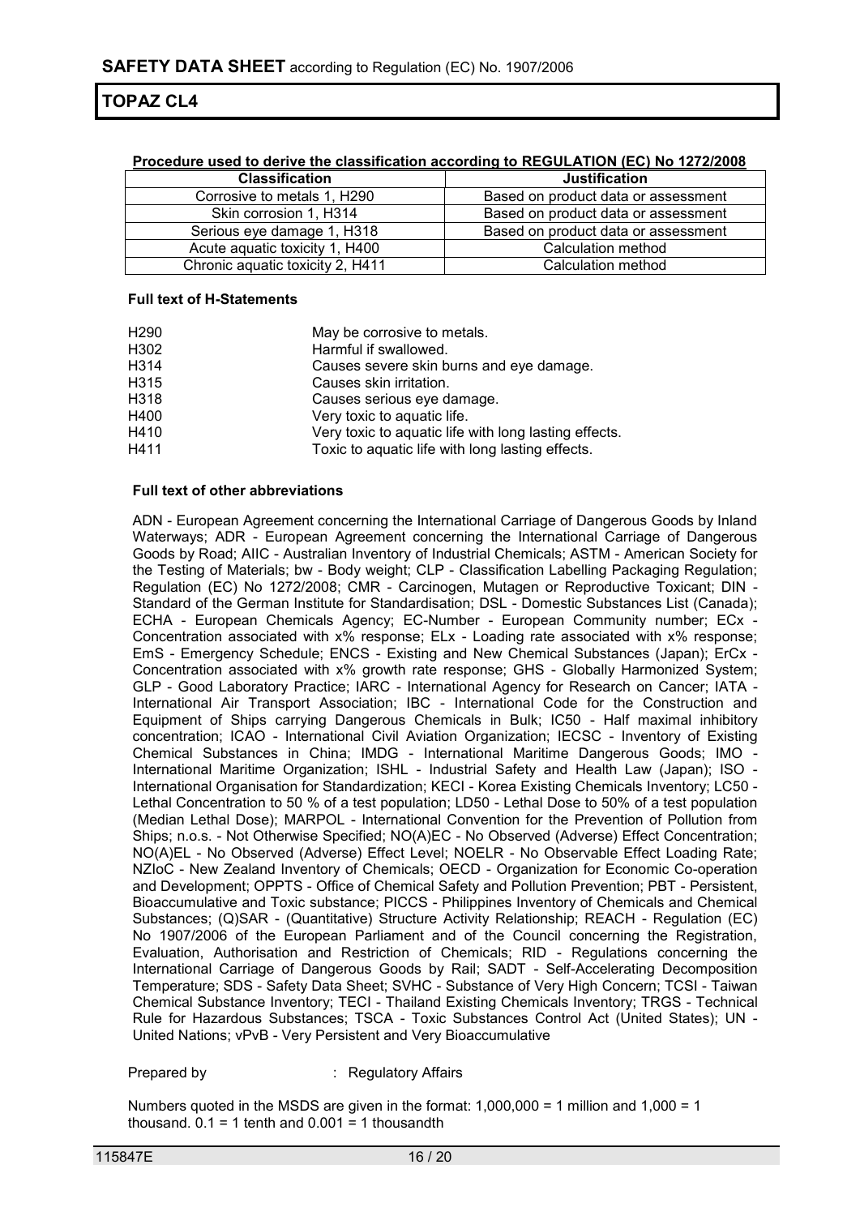**Procedure used to derive the classification according to REGULATION (EC) No 1272/2008**

| Classification | Justification |
|---|---|
| Corrosive to metals 1, H290 | Based on product data or assessment |
| Skin corrosion 1, H314 | Based on product data or assessment |
| Serious eye damage 1, H318 | Based on product data or assessment |
| Acute aquatic toxicity 1, H400 | Calculation method |
| Chronic aquatic toxicity 2, H411 | Calculation method |

**Full text of H-Statements**

| | |
|---|---|
| H290 | May be corrosive to metals. |
| H302 | Harmful if swallowed. |
| H314 | Causes severe skin burns and eye damage. |
| H315 | Causes skin irritation. |
| H318 | Causes serious eye damage. |
| H400 | Very toxic to aquatic life. |
| H410 | Very toxic to aquatic life with long lasting effects. |
| H411 | Toxic to aquatic life with long lasting effects. |

**Full text of other abbreviations**

ADN - European Agreement concerning the International Carriage of Dangerous Goods by Inland Waterways; ADR - European Agreement concerning the International Carriage of Dangerous Goods by Road; AIIC - Australian Inventory of Industrial Chemicals; ASTM - American Society for the Testing of Materials; bw - Body weight; CLP - Classification Labelling Packaging Regulation; Regulation (EC) No 1272/2008; CMR - Carcinogen, Mutagen or Reproductive Toxicant; DIN - Standard of the German Institute for Standardisation; DSL - Domestic Substances List (Canada); ECHA - European Chemicals Agency; EC-Number - European Community number; ECx - Concentration associated with x% response; ELx - Loading rate associated with x% response; EmS - Emergency Schedule; ENCS - Existing and New Chemical Substances (Japan); ErCx - Concentration associated with x% growth rate response; GHS - Globally Harmonized System; GLP - Good Laboratory Practice; IARC - International Agency for Research on Cancer; IATA - International Air Transport Association; IBC - International Code for the Construction and Equipment of Ships carrying Dangerous Chemicals in Bulk; IC50 - Half maximal inhibitory concentration; ICAO - International Civil Aviation Organization; IECSC - Inventory of Existing Chemical Substances in China; IMDG - International Maritime Dangerous Goods; IMO - International Maritime Organization; ISHL - Industrial Safety and Health Law (Japan); ISO - International Organisation for Standardization; KECI - Korea Existing Chemicals Inventory; LC50 - Lethal Concentration to 50 % of a test population; LD50 - Lethal Dose to 50% of a test population (Median Lethal Dose); MARPOL - International Convention for the Prevention of Pollution from Ships; n.o.s. - Not Otherwise Specified; NO(A)EC - No Observed (Adverse) Effect Concentration; NO(A)EL - No Observed (Adverse) Effect Level; NOELR - No Observable Effect Loading Rate; NZIoC - New Zealand Inventory of Chemicals; OECD - Organization for Economic Co-operation and Development; OPPTS - Office of Chemical Safety and Pollution Prevention; PBT - Persistent, Bioaccumulative and Toxic substance; PICCS - Philippines Inventory of Chemicals and Chemical Substances; (Q)SAR - (Quantitative) Structure Activity Relationship; REACH - Regulation (EC) No 1907/2006 of the European Parliament and of the Council concerning the Registration, Evaluation, Authorisation and Restriction of Chemicals; RID - Regulations concerning the International Carriage of Dangerous Goods by Rail; SADT - Self-Accelerating Decomposition Temperature; SDS - Safety Data Sheet; SVHC - Substance of Very High Concern; TCSI - Taiwan Chemical Substance Inventory; TECI - Thailand Existing Chemicals Inventory; TRGS - Technical Rule for Hazardous Substances; TSCA - Toxic Substances Control Act (United States); UN - United Nations; vPvB - Very Persistent and Very Bioaccumulative

Prepared by : Regulatory Affairs

Numbers quoted in the MSDS are given in the format: 1,000,000 = 1 million and 1,000 = 1 thousand. 0.1 = 1 tenth and 0.001 = 1 thousandth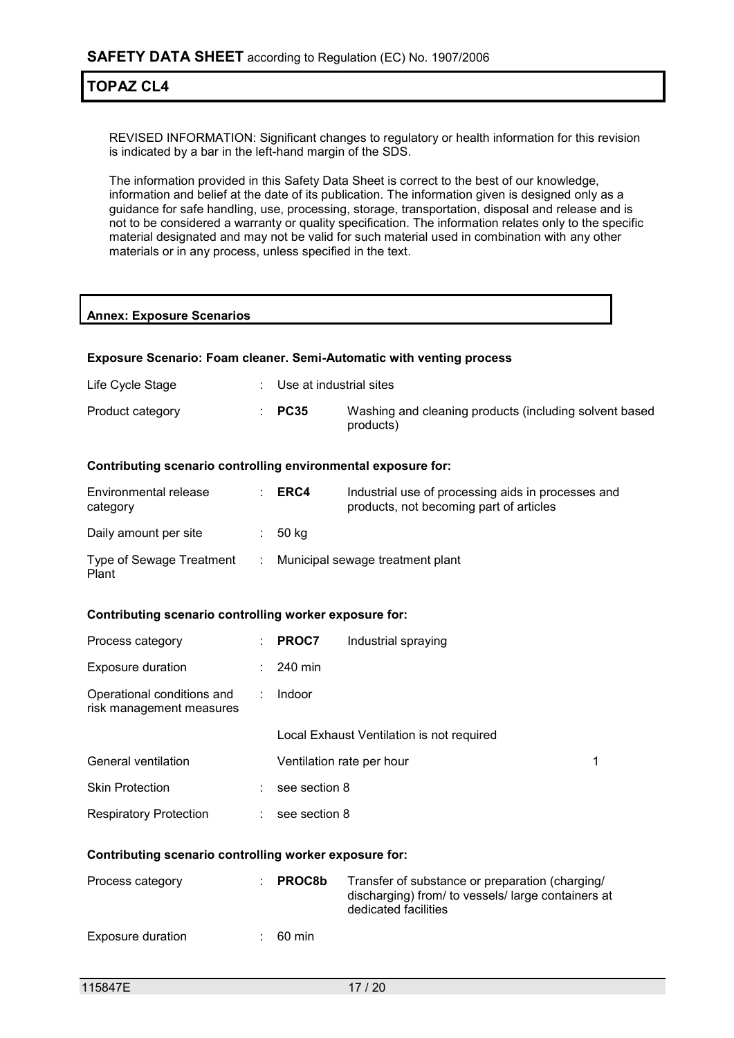REVISED INFORMATION: Significant changes to regulatory or health information for this revision is indicated by a bar in the left-hand margin of the SDS.

The information provided in this Safety Data Sheet is correct to the best of our knowledge, information and belief at the date of its publication. The information given is designed only as a guidance for safe handling, use, processing, storage, transportation, disposal and release and is not to be considered a warranty or quality specification. The information relates only to the specific material designated and may not be valid for such material used in combination with any other materials or in any process, unless specified in the text.

## Annex: Exposure Scenarios

### Exposure Scenario: Foam cleaner. Semi-Automatic with venting process

| | | | |
|---|---|---|---|
| Life Cycle Stage | : | Use at industrial sites | |
| Product category | : | **PC35** | Washing and cleaning products (including solvent based products) |

**Contributing scenario controlling environmental exposure for:**

| | | | |
|---|---|---|---|
| Environmental release category | : | **ERC4** | Industrial use of processing aids in processes and products, not becoming part of articles |
| Daily amount per site | : | 50 kg | |
| Type of Sewage Treatment Plant | : | Municipal sewage treatment plant | |

**Contributing scenario controlling worker exposure for:**

| | | | |
|---|---|---|---|
| Process category | : | **PROC7** | Industrial spraying |
| Exposure duration | : | 240 min | |
| Operational conditions and risk management measures | : | Indoor | |
| | | Local Exhaust Ventilation is not required | |
| General ventilation | | Ventilation rate per hour | 1 |
| Skin Protection | : | see section 8 | |
| Respiratory Protection | : | see section 8 | |

**Contributing scenario controlling worker exposure for:**

| | | | |
|---|---|---|---|
| Process category | : | **PROC8b** | Transfer of substance or preparation (charging/ discharging) from/ to vessels/ large containers at dedicated facilities |
| Exposure duration | : | 60 min | |

115847E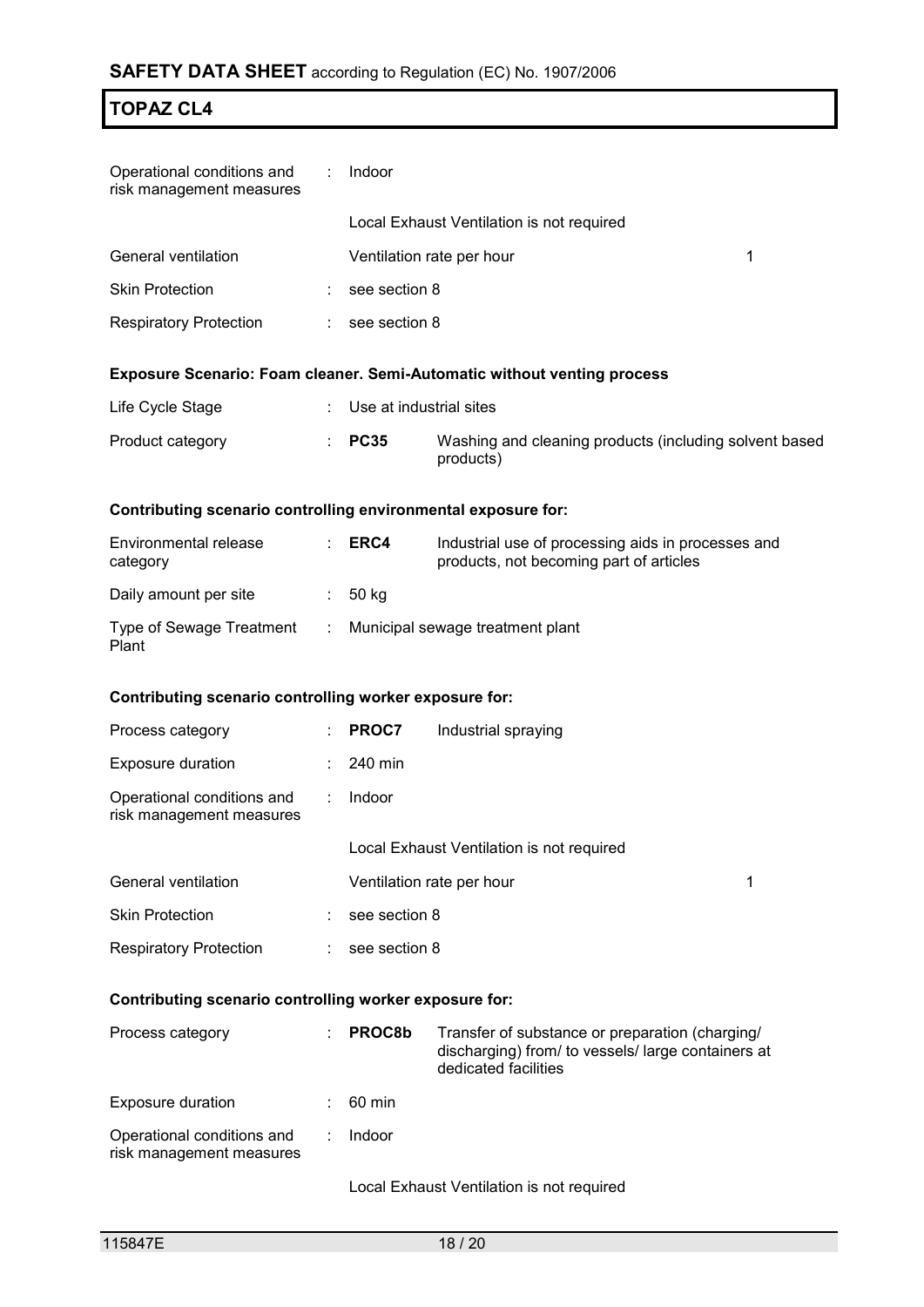| | | | |
|---|---|---|---|
| Operational conditions and risk management measures | : | Indoor | |
| | | Local Exhaust Ventilation is not required | |
| General ventilation | | Ventilation rate per hour | 1 |
| Skin Protection | : | see section 8 | |
| Respiratory Protection | : | see section 8 | |

**Exposure Scenario: Foam cleaner. Semi-Automatic without venting process**

| | | | |
|---|---|---|---|
| Life Cycle Stage | : | Use at industrial sites | |
| Product category | : | **PC35** | Washing and cleaning products (including solvent based products) |

**Contributing scenario controlling environmental exposure for:**

| | | | |
|---|---|---|---|
| Environmental release category | : | **ERC4** | Industrial use of processing aids in processes and products, not becoming part of articles |
| Daily amount per site | : | 50 kg | |
| Type of Sewage Treatment Plant | : | Municipal sewage treatment plant | |

**Contributing scenario controlling worker exposure for:**

| | | | | |
|---|---|---|---|---|
| Process category | : | **PROC7** | Industrial spraying | |
| Exposure duration | : | 240 min | | |
| Operational conditions and risk management measures | : | Indoor | | |
| | | Local Exhaust Ventilation is not required | | |
| General ventilation | | Ventilation rate per hour | | 1 |
| Skin Protection | : | see section 8 | | |
| Respiratory Protection | : | see section 8 | | |

**Contributing scenario controlling worker exposure for:**

| | | | |
|---|---|---|---|
| Process category | : | **PROC8b** | Transfer of substance or preparation (charging/ discharging) from/ to vessels/ large containers at dedicated facilities |
| Exposure duration | : | 60 min | |
| Operational conditions and risk management measures | : | Indoor | |
| | | Local Exhaust Ventilation is not required | |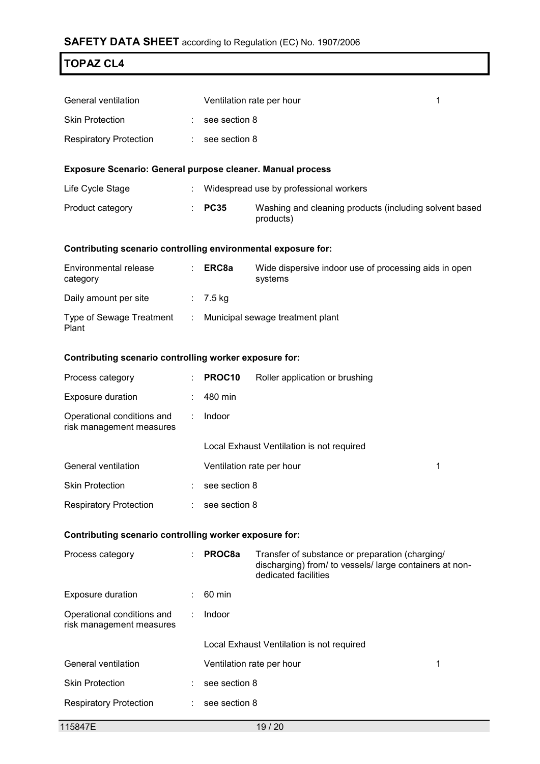| | | | |
|---|---|---|---|
| General ventilation | | Ventilation rate per hour | 1 |
| Skin Protection | : | see section 8 | |
| Respiratory Protection | : | see section 8 | |

**Exposure Scenario: General purpose cleaner. Manual process**

| | | | |
|---|---|---|---|
| Life Cycle Stage | : | Widespread use by professional workers | |
| Product category | : | **PC35** | Washing and cleaning products (including solvent based products) |

**Contributing scenario controlling environmental exposure for:**

| | | | |
|---|---|---|---|
| Environmental release category | : | **ERC8a** | Wide dispersive indoor use of processing aids in open systems |
| Daily amount per site | : | 7.5 kg | |
| Type of Sewage Treatment Plant | : | Municipal sewage treatment plant | |

**Contributing scenario controlling worker exposure for:**

| | | | |
|---|---|---|---|
| Process category | : | **PROC10** | Roller application or brushing |
| Exposure duration | : | 480 min | |
| Operational conditions and risk management measures | : | Indoor | |
| | | Local Exhaust Ventilation is not required | |
| General ventilation | | Ventilation rate per hour | 1 |
| Skin Protection | : | see section 8 | |
| Respiratory Protection | : | see section 8 | |

**Contributing scenario controlling worker exposure for:**

| | | | |
|---|---|---|---|
| Process category | : | **PROC8a** | Transfer of substance or preparation (charging/ discharging) from/ to vessels/ large containers at non-dedicated facilities |
| Exposure duration | : | 60 min | |
| Operational conditions and risk management measures | : | Indoor | |
| | | Local Exhaust Ventilation is not required | |
| General ventilation | | Ventilation rate per hour | 1 |
| Skin Protection | : | see section 8 | |
| Respiratory Protection | : | see section 8 | |